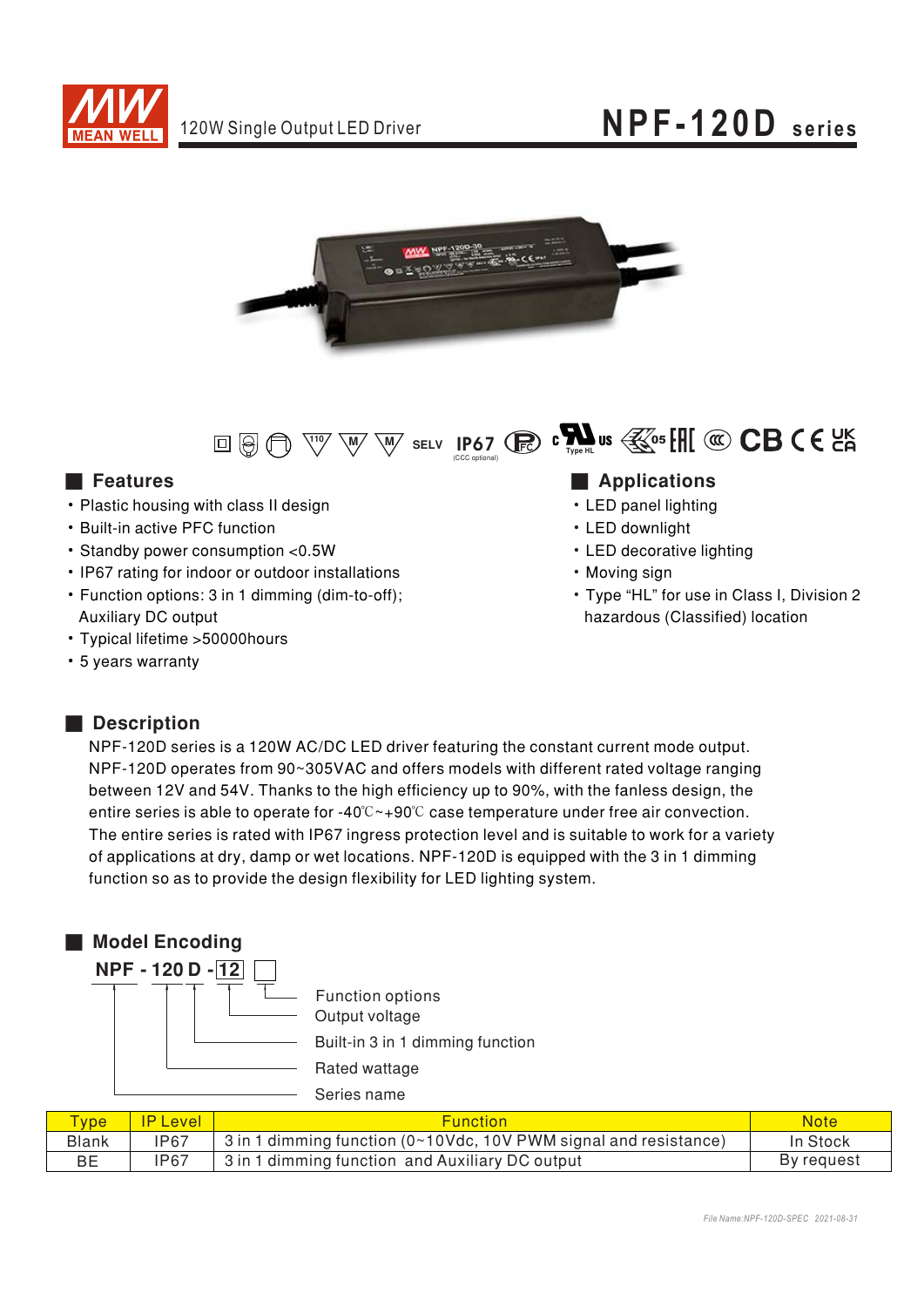# NPF-120D series

120W Single Output LED Driver

SELV IP67 (CCC optional)

## Features

- Plastic housing with class II design
- Built-in active PFC function
- Standby power consumption <0.5W
- IP67 rating for indoor or outdoor installations
- Function options: 3 in 1 dimming (dim-to-off); Auxiliary DC output
- Typical lifetime >50000hours
- 5 years warranty

## Applications

- LED panel lighting
- LED downlight
- LED decorative lighting
- Moving sign
- Type "HL" for use in Class I, Division 2 hazardous (Classified) location

## Description

NPF-120D series is a 120W AC/DC LED driver featuring the constant current mode output. NPF-120D operates from 90~305VAC and offers models with different rated voltage ranging between 12V and 54V. Thanks to the high efficiency up to 90%, with the fanless design, the entire series is able to operate for -40℃~+90℃ case temperature under free air convection. The entire series is rated with IP67 ingress protection level and is suitable to work for a variety of applications at dry, damp or wet locations. NPF-120D is equipped with the 3 in 1 dimming function so as to provide the design flexibility for LED lighting system.

## Model Encoding

**NPF - 120 D - 12 ☐**

- ☐ : Function options
- 12 : Output voltage
- D : Built-in 3 in 1 dimming function
- 120 : Rated wattage
- NPF : Series name

| Type | IP Level | Function | Note |
|---|---|---|---|
| Blank | IP67 | 3 in 1 dimming function (0~10Vdc, 10V PWM signal and resistance) | In Stock |
| BE | IP67 | 3 in 1 dimming function and Auxiliary DC output | By request |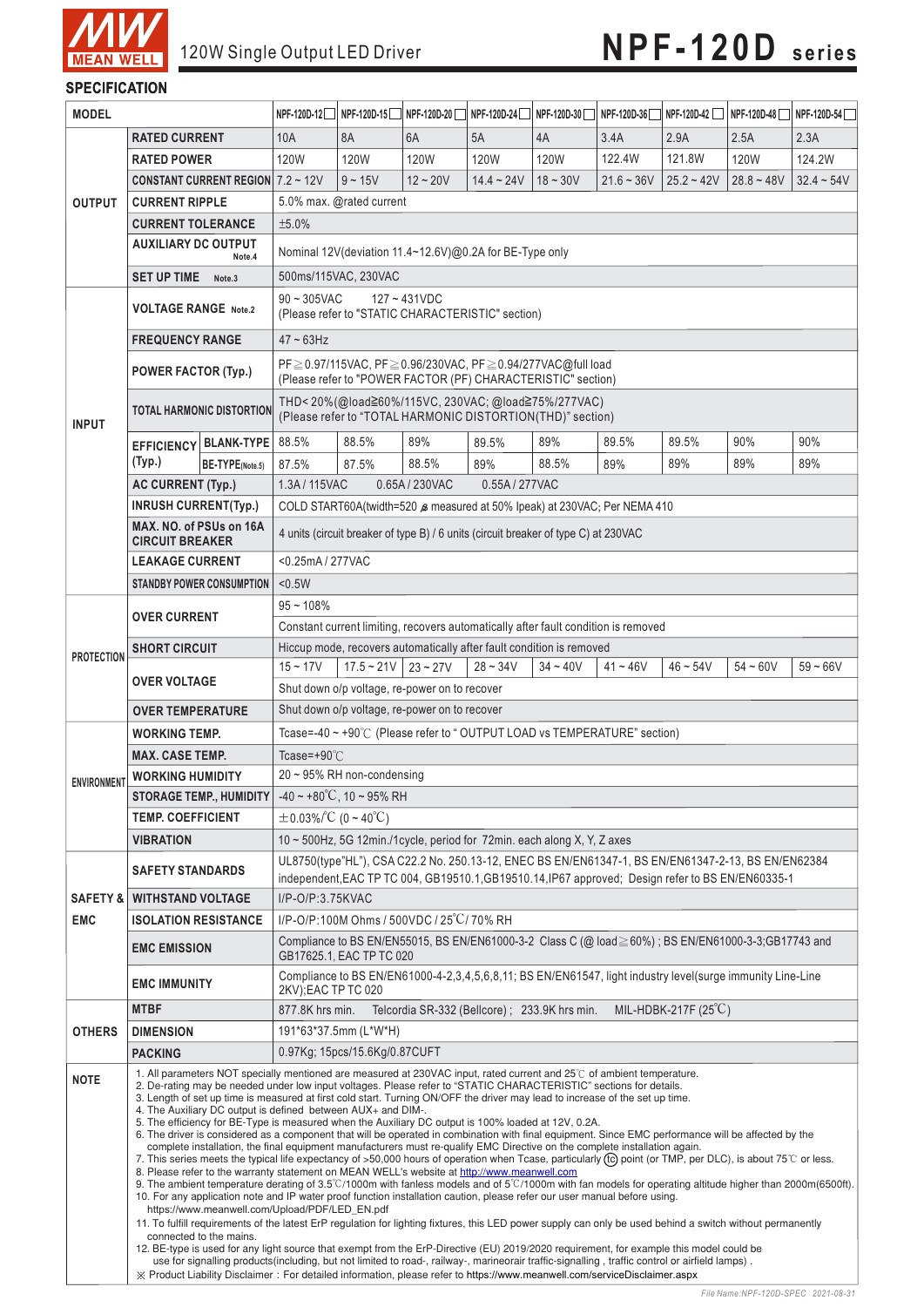120W Single Output LED Driver

# NPF-120D series

## SPECIFICATION

| MODEL | | NPF-120D-12☐ | NPF-120D-15☐ | NPF-120D-20☐ | NPF-120D-24☐ | NPF-120D-30☐ | NPF-120D-36☐ | NPF-120D-42☐ | NPF-120D-48☐ | NPF-120D-54☐ |
|---|---|---|---|---|---|---|---|---|---|---|
| OUTPUT | RATED CURRENT | 10A | 8A | 6A | 5A | 4A | 3.4A | 2.9A | 2.5A | 2.3A |
| | RATED POWER | 120W | 120W | 120W | 120W | 120W | 122.4W | 121.8W | 120W | 124.2W |
| | CONSTANT CURRENT REGION | 7.2 ~ 12V | 9 ~ 15V | 12 ~ 20V | 14.4 ~ 24V | 18 ~ 30V | 21.6 ~ 36V | 25.2 ~ 42V | 28.8 ~ 48V | 32.4 ~ 54V |
| | CURRENT RIPPLE | 5.0% max. @rated current | | | | | | | | |
| | CURRENT TOLERANCE | ±5.0% | | | | | | | | |
| | AUXILIARY DC OUTPUT Note.4 | Nominal 12V(deviation 11.4~12.6V)@0.2A for BE-Type only | | | | | | | | |
| | SET UP TIME Note.3 | 500ms/115VAC, 230VAC | | | | | | | | |
| INPUT | VOLTAGE RANGE Note.2 | 90 ~ 305VAC 127 ~ 431VDC (Please refer to "STATIC CHARACTERISTIC" section) | | | | | | | | |
| | FREQUENCY RANGE | 47 ~ 63Hz | | | | | | | | |
| | POWER FACTOR (Typ.) | PF≧0.97/115VAC, PF≧0.96/230VAC, PF≧0.94/277VAC@full load (Please refer to "POWER FACTOR (PF) CHARACTERISTIC" section) | | | | | | | | |
| | TOTAL HARMONIC DISTORTION | THD< 20%(@load≧60%/115VC, 230VAC; @load≧75%/277VAC) (Please refer to "TOTAL HARMONIC DISTORTION(THD)" section) | | | | | | | | |
| | EFFICIENCY (Typ.) BLANK-TYPE | 88.5% | 88.5% | 89% | 89.5% | 89% | 89.5% | 89.5% | 90% | 90% |
| | EFFICIENCY (Typ.) BE-TYPE(Note.5) | 87.5% | 87.5% | 88.5% | 89% | 88.5% | 89% | 89% | 89% | 89% |
| | AC CURRENT (Typ.) | 1.3A / 115VAC 0.65A / 230VAC 0.55A / 277VAC | | | | | | | | |
| | INRUSH CURRENT(Typ.) | COLD START60A(twidth=520 µs measured at 50% Ipeak) at 230VAC; Per NEMA 410 | | | | | | | | |
| | MAX. NO. of PSUs on 16A CIRCUIT BREAKER | 4 units (circuit breaker of type B) / 6 units (circuit breaker of type C) at 230VAC | | | | | | | | |
| | LEAKAGE CURRENT | <0.25mA / 277VAC | | | | | | | | |
| | STANDBY POWER CONSUMPTION | <0.5W | | | | | | | | |
| PROTECTION | OVER CURRENT | 95 ~ 108% | | | | | | | | |
| | | Constant current limiting, recovers automatically after fault condition is removed | | | | | | | | |
| | SHORT CIRCUIT | Hiccup mode, recovers automatically after fault condition is removed | | | | | | | | |
| | OVER VOLTAGE | 15 ~ 17V | 17.5 ~ 21V | 23 ~ 27V | 28 ~ 34V | 34 ~ 40V | 41 ~ 46V | 46 ~ 54V | 54 ~ 60V | 59 ~ 66V |
| | | Shut down o/p voltage, re-power on to recover | | | | | | | | |
| | OVER TEMPERATURE | Shut down o/p voltage, re-power on to recover | | | | | | | | |
| ENVIRONMENT | WORKING TEMP. | Tcase=-40 ~ +90℃ (Please refer to " OUTPUT LOAD vs TEMPERATURE" section) | | | | | | | | |
| | MAX. CASE TEMP. | Tcase=+90℃ | | | | | | | | |
| | WORKING HUMIDITY | 20 ~ 95% RH non-condensing | | | | | | | | |
| | STORAGE TEMP., HUMIDITY | -40 ~ +80℃, 10 ~ 95% RH | | | | | | | | |
| | TEMP. COEFFICIENT | ±0.03%/℃ (0 ~ 40℃) | | | | | | | | |
| | VIBRATION | 10 ~ 500Hz, 5G 12min./1cycle, period for 72min. each along X, Y, Z axes | | | | | | | | |
| SAFETY & EMC | SAFETY STANDARDS | UL8750(type"HL"), CSA C22.2 No. 250.13-12, ENEC BS EN/EN61347-1, BS EN/EN61347-2-13, BS EN/EN62384 independent,EAC TP TC 004, GB19510.1,GB19510.14,IP67 approved; Design refer to BS EN/EN60335-1 | | | | | | | | |
| | WITHSTAND VOLTAGE | I/P-O/P:3.75KVAC | | | | | | | | |
| | ISOLATION RESISTANCE | I/P-O/P:100M Ohms / 500VDC / 25℃/ 70% RH | | | | | | | | |
| | EMC EMISSION | Compliance to BS EN/EN55015, BS EN/EN61000-3-2 Class C (@ load≧60%) ; BS EN/EN61000-3-3;GB17743 and GB17625.1, EAC TP TC 020 | | | | | | | | |
| | EMC IMMUNITY | Compliance to BS EN/EN61000-4-2,3,4,5,6,8,11; BS EN/EN61547, light industry level(surge immunity Line-Line 2KV);EAC TP TC 020 | | | | | | | | |
| OTHERS | MTBF | 877.8K hrs min. Telcordia SR-332 (Bellcore) ; 233.9K hrs min. MIL-HDBK-217F (25℃) | | | | | | | | |
| | DIMENSION | 191*63*37.5mm (L*W*H) | | | | | | | | |
| | PACKING | 0.97Kg; 15pcs/15.6Kg/0.87CUFT | | | | | | | | |

**NOTE**

1. All parameters NOT specially mentioned are measured at 230VAC input, rated current and 25℃ of ambient temperature.
2. De-rating may be needed under low input voltages. Please refer to "STATIC CHARACTERISTIC" sections for details.
3. Length of set up time is measured at first cold start. Turning ON/OFF the driver may lead to increase of the set up time.
4. The Auxiliary DC output is defined between AUX+ and DIM-.
5. The efficiency for BE-Type is measured when the Auxiliary DC output is 100% loaded at 12V, 0.2A.
6. The driver is considered as a component that will be operated in combination with final equipment. Since EMC performance will be affected by the complete installation, the final equipment manufacturers must re-qualify EMC Directive on the complete installation again.
7. This series meets the typical life expectancy of >50,000 hours of operation when Tcase, particularly (tc) point (or TMP, per DLC), is about 75℃ or less.
8. Please refer to the warranty statement on MEAN WELL's website at http://www.meanwell.com
9. The ambient temperature derating of 3.5℃/1000m with fanless models and of 5℃/1000m with fan models for operating altitude higher than 2000m(6500ft).
10. For any application note and IP water proof function installation caution, please refer our user manual before using. https://www.meanwell.com/Upload/PDF/LED_EN.pdf
11. To fulfill requirements of the latest ErP regulation for lighting fixtures, this LED power supply can only be used behind a switch without permanently connected to the mains.
12. BE-type is used for any light source that exempt from the ErP-Directive (EU) 2019/2020 requirement, for example this model could be use for signalling products(including, but not limited to road-, railway-, marineorair traffic-signalling , traffic control or airfield lamps) .

※ Product Liability Disclaimer：For detailed information, please refer to https://www.meanwell.com/serviceDisclaimer.aspx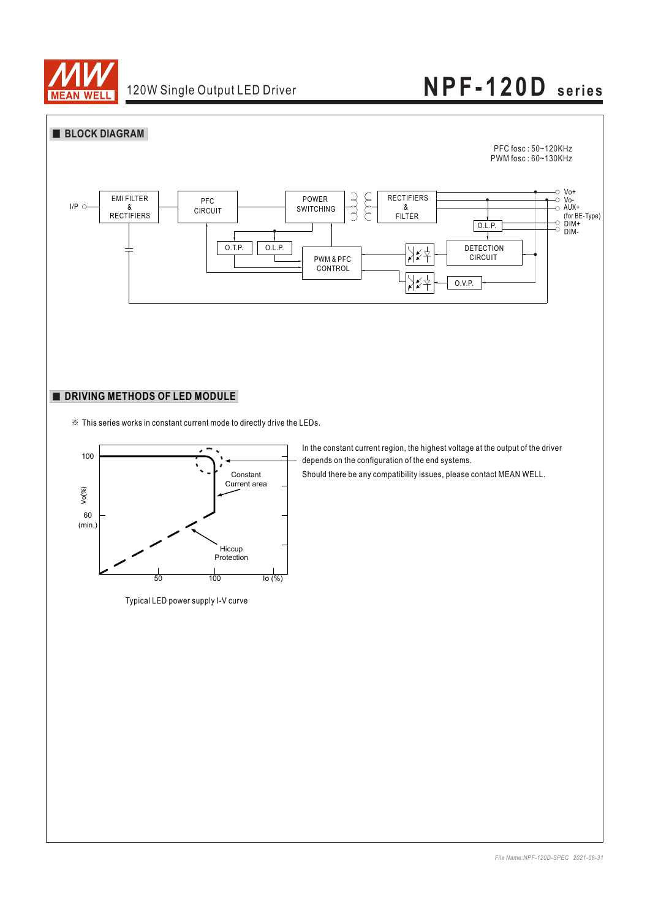## BLOCK DIAGRAM

PFC fosc : 50~120KHz
PWM fosc : 60~130KHz

I/P — EMI FILTER & RECTIFIERS — PFC CIRCUIT — POWER SWITCHING — RECTIFIERS & FILTER — Vo+, Vo-, AUX+ (for BE-Type), DIM+, DIM-

O.T.P. — O.L.P. — PWM & PFC CONTROL — DETECTION CIRCUIT — O.L.P. — O.V.P.

## DRIVING METHODS OF LED MODULE

※ This series works in constant current mode to directly drive the LEDs.

Vo(%): 100, 60 (min.)
Io (%): 50, 100

Constant Current area

Hiccup Protection

Typical LED power supply I-V curve

In the constant current region, the highest voltage at the output of the driver depends on the configuration of the end systems.

Should there be any compatibility issues, please contact MEAN WELL.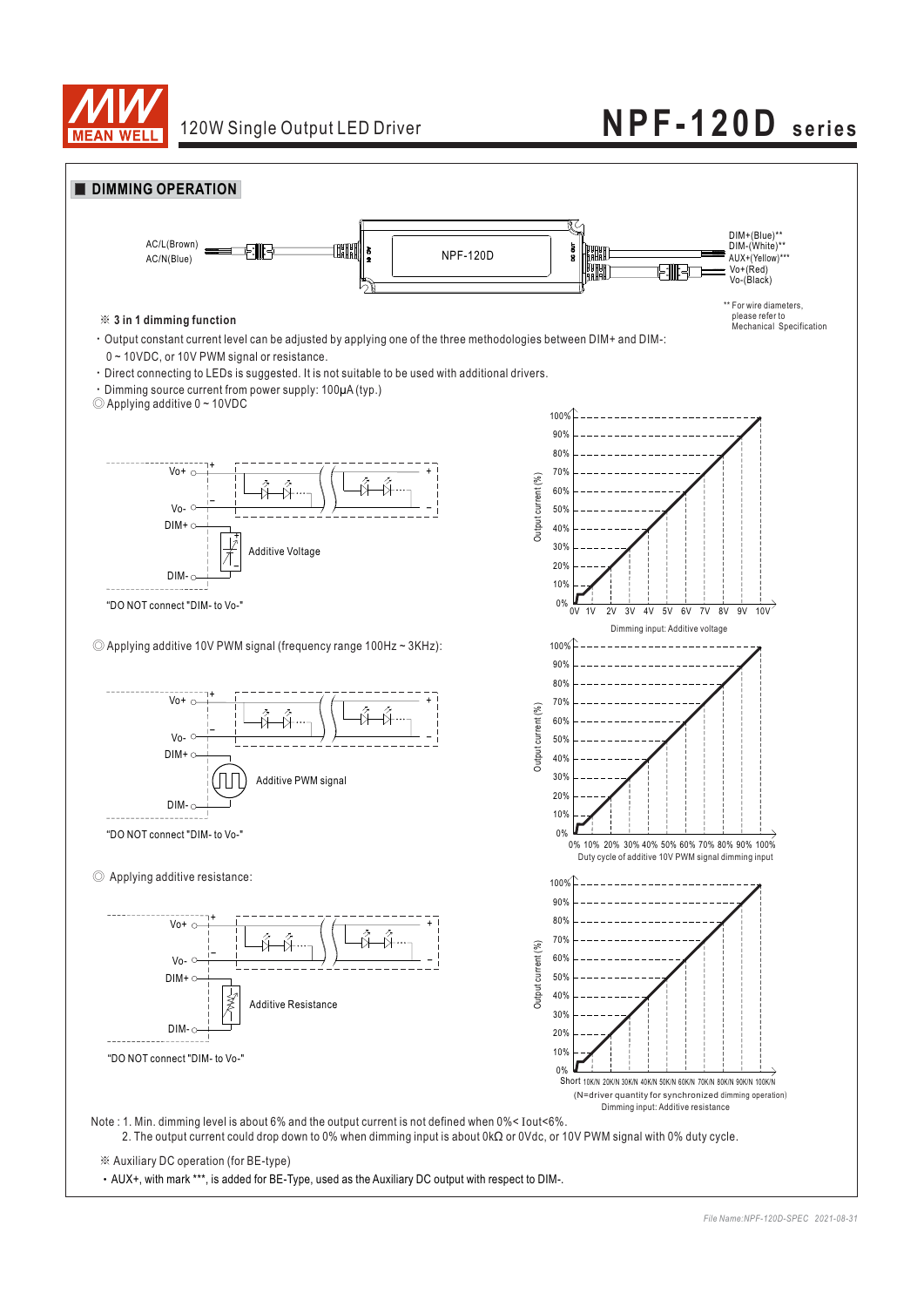## DIMMING OPERATION

AC/L(Brown)
AC/N(Blue)

NPF-120D

DIM+(Blue)**
DIM-(White)**
AUX+(Yellow)***
Vo+(Red)
Vo-(Black)

** For wire diameters, please refer to Mechanical Specification

※ **3 in 1 dimming function**

- Output constant current level can be adjusted by applying one of the three methodologies between DIM+ and DIM-: 0 ~ 10VDC, or 10V PWM signal or resistance.
- Direct connecting to LEDs is suggested. It is not suitable to be used with additional drivers.
- Dimming source current from power supply: 100μA (typ.)

◎ Applying additive 0 ~ 10VDC

Vo+, Vo-, DIM+, DIM-, Additive Voltage

"DO NOT connect "DIM- to Vo-"

Output current (%): 0% – 100%

Dimming input: Additive voltage (0V, 1V, 2V, 3V, 4V, 5V, 6V, 7V, 8V, 9V, 10V)

◎ Applying additive 10V PWM signal (frequency range 100Hz ~ 3KHz):

Vo+, Vo-, DIM+, DIM-, Additive PWM signal

"DO NOT connect "DIM- to Vo-"

Output current (%): 0% – 100%

Duty cycle of additive 10V PWM signal dimming input (0%, 10%, 20%, 30%, 40%, 50%, 60%, 70%, 80%, 90%, 100%)

◎ Applying additive resistance:

Vo+, Vo-, DIM+, DIM-, Additive Resistance

"DO NOT connect "DIM- to Vo-"

Output current (%): 0% – 100%

Short, 10K/N, 20K/N, 30K/N, 40K/N, 50K/N, 60K/N, 70K/N, 80K/N, 90K/N, 100K/N

(N=driver quantity for synchronized dimming operation)

Dimming input: Additive resistance

Note : 1. Min. dimming level is about 6% and the output current is not defined when 0%< Iout<6%.

2. The output current could drop down to 0% when dimming input is about 0kΩ or 0Vdc, or 10V PWM signal with 0% duty cycle.

※ Auxiliary DC operation (for BE-type)

- AUX+, with mark ***, is added for BE-Type, used as the Auxiliary DC output with respect to DIM-.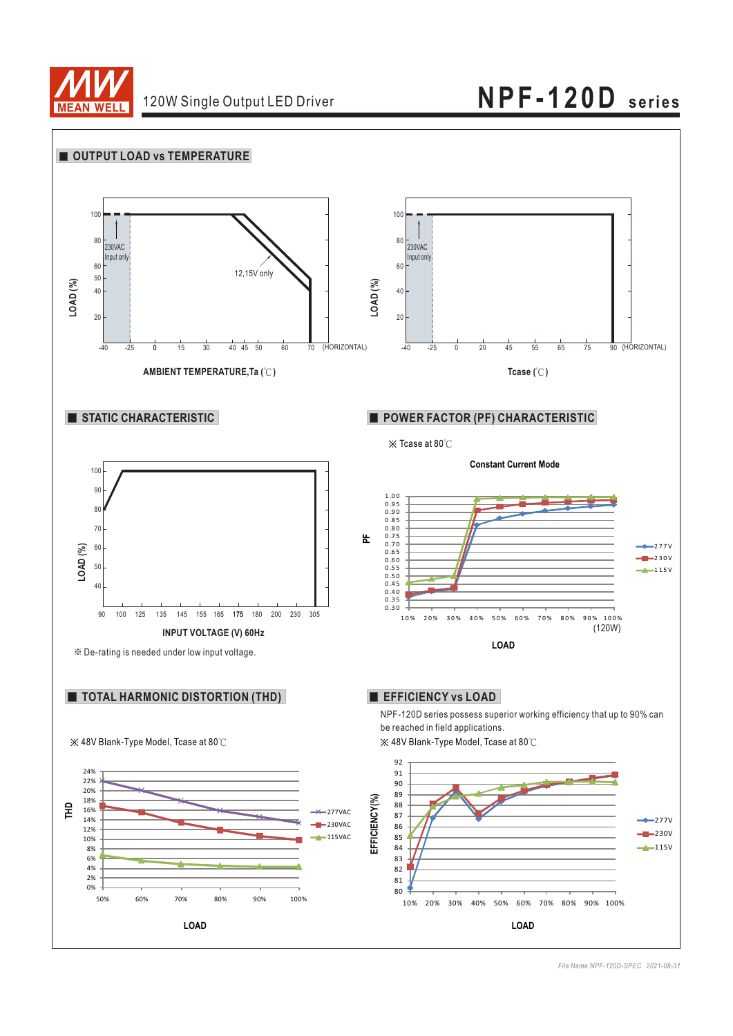## OUTPUT LOAD vs TEMPERATURE

LOAD (%)

100, 80, 60, 50, 40, 20

230VAC Input only

12,15V only

-40 -25 0 15 30 40 45 50 60 70 (HORIZONTAL)

AMBIENT TEMPERATURE,Ta (℃)

LOAD (%)

100, 80, 60, 40, 20

230VAC Input only

-40 -25 0 20 45 55 65 75 90 (HORIZONTAL)

Tcase (℃)

## STATIC CHARACTERISTIC

LOAD (%)

100, 90, 80, 70, 60, 50, 40

90 100 125 135 145 155 165 175 180 200 230 305

INPUT VOLTAGE (V) 60Hz

※ De-rating is needed under low input voltage.

## POWER FACTOR (PF) CHARACTERISTIC

※ Tcase at 80℃

Constant Current Mode

PF

277V, 230V, 115V

10% 20% 30% 40% 50% 60% 70% 80% 90% 100% (120W)

LOAD

## TOTAL HARMONIC DISTORTION (THD)

※ 48V Blank-Type Model, Tcase at 80℃

THD

277VAC, 230VAC, 115VAC

50% 60% 70% 80% 90% 100%

LOAD

## EFFICIENCY vs LOAD

NPF-120D series possess superior working efficiency that up to 90% can be reached in field applications.

※ 48V Blank-Type Model, Tcase at 80℃

EFFICIENCY(%)

277V, 230V, 115V

10% 20% 30% 40% 50% 60% 70% 80% 90% 100%

LOAD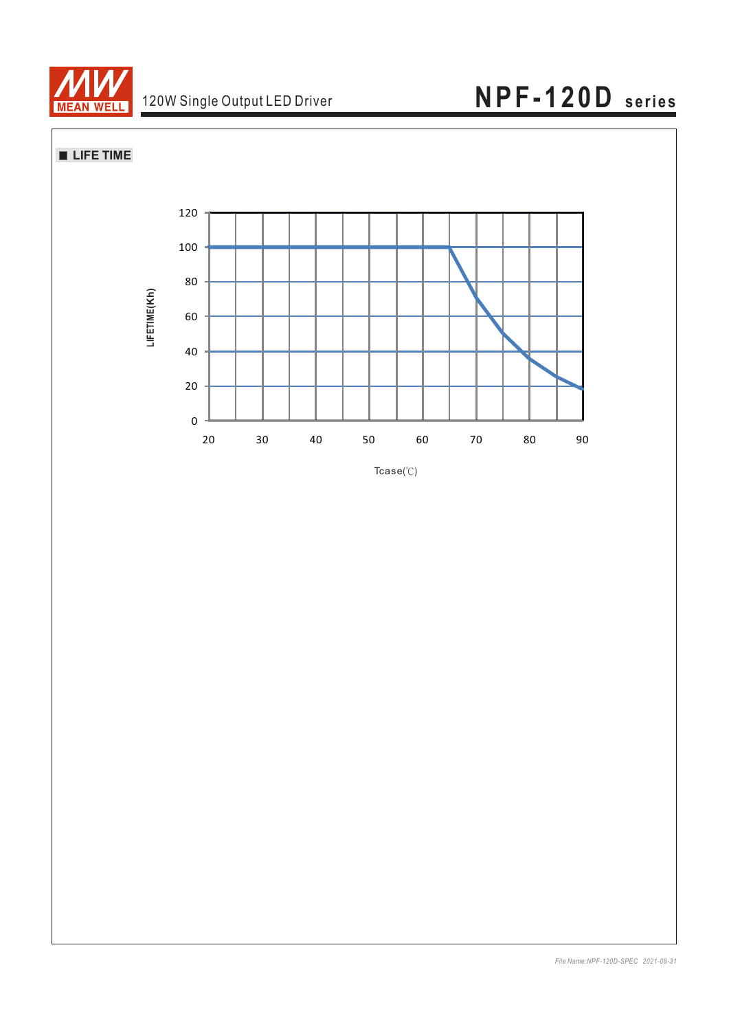## ■ LIFE TIME

LIFETIME(Kh)

120
100
80
60
40
20
0

20 30 40 50 60 70 80 90

Tcase(℃)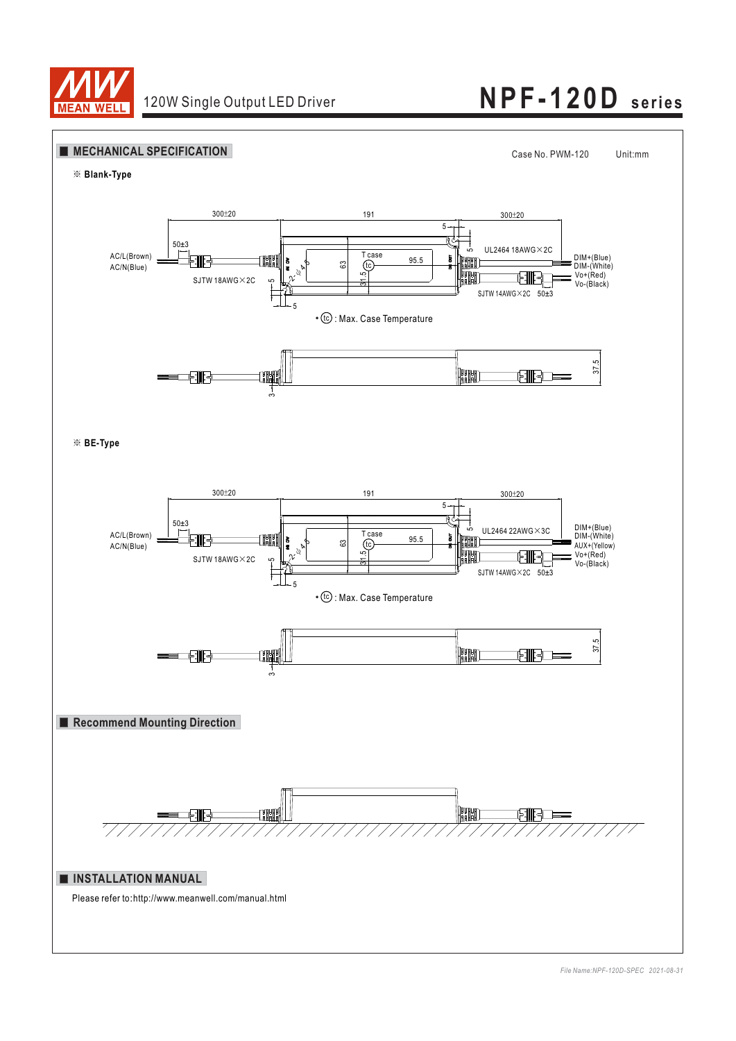## MECHANICAL SPECIFICATION

Case No. PWM-120 Unit:mm

※ **Blank-Type**

300±20
191
300±20
50±3
5
5
AC/L(Brown)
AC/N(Blue)
T case
95.5
63
2-φ4.5
31.5
tc
UL2464 18AWG×2C
DIM+(Blue)
DIM-(White)
Vo+(Red)
Vo-(Black)
SJTW 18AWG×2C
SJTW 14AWG×2C 50±3
5
5

• tc : Max. Case Temperature

37.5
3

※ **BE-Type**

300±20
191
300±20
50±3
5
5
AC/L(Brown)
AC/N(Blue)
T case
95.5
63
2-φ4.5
31.5
tc
UL2464 22AWG×3C
DIM+(Blue)
DIM-(White)
AUX+(Yellow)
Vo+(Red)
Vo-(Black)
SJTW 18AWG×2C
SJTW 14AWG×2C 50±3
5
5

• tc : Max. Case Temperature

37.5
3

## Recommend Mounting Direction

## INSTALLATION MANUAL

Please refer to:http://www.meanwell.com/manual.html